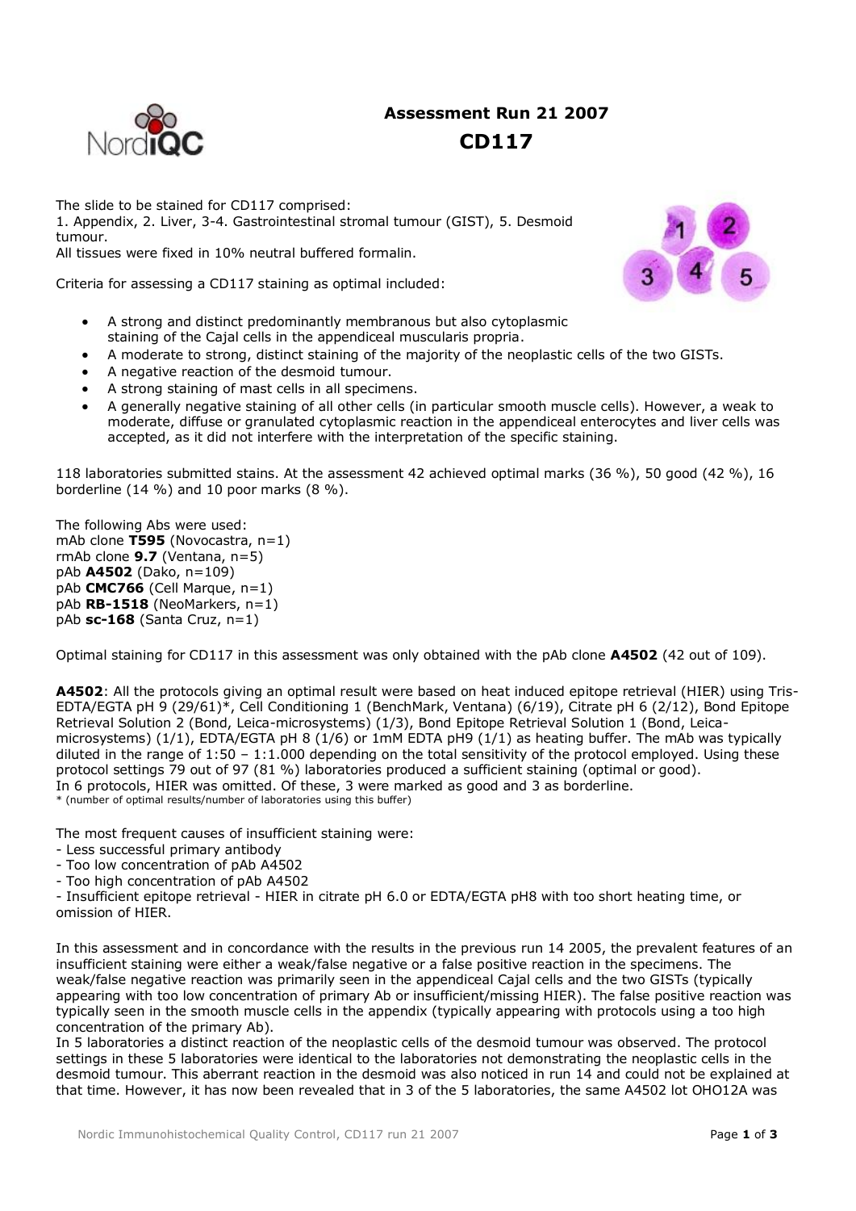# Assessment Run 21 2007

## CD117

The slide to be stained for CD117 comprised:
1. Appendix, 2. Liver, 3-4. Gastrointestinal stromal tumour (GIST), 5. Desmoid tumour.
All tissues were fixed in 10% neutral buffered formalin.

Criteria for assessing a CD117 staining as optimal included:

- A strong and distinct predominantly membranous but also cytoplasmic staining of the Cajal cells in the appendiceal muscularis propria.
- A moderate to strong, distinct staining of the majority of the neoplastic cells of the two GISTs.
- A negative reaction of the desmoid tumour.
- A strong staining of mast cells in all specimens.
- A generally negative staining of all other cells (in particular smooth muscle cells). However, a weak to moderate, diffuse or granulated cytoplasmic reaction in the appendiceal enterocytes and liver cells was accepted, as it did not interfere with the interpretation of the specific staining.

118 laboratories submitted stains. At the assessment 42 achieved optimal marks (36 %), 50 good (42 %), 16 borderline (14 %) and 10 poor marks (8 %).

The following Abs were used:
mAb clone **T595** (Novocastra, n=1)
rmAb clone **9.7** (Ventana, n=5)
pAb **A4502** (Dako, n=109)
pAb **CMC766** (Cell Marque, n=1)
pAb **RB-1518** (NeoMarkers, n=1)
pAb **sc-168** (Santa Cruz, n=1)

Optimal staining for CD117 in this assessment was only obtained with the pAb clone **A4502** (42 out of 109).

**A4502**: All the protocols giving an optimal result were based on heat induced epitope retrieval (HIER) using Tris-EDTA/EGTA pH 9 (29/61)*, Cell Conditioning 1 (BenchMark, Ventana) (6/19), Citrate pH 6 (2/12), Bond Epitope Retrieval Solution 2 (Bond, Leica-microsystems) (1/3), Bond Epitope Retrieval Solution 1 (Bond, Leica-microsystems) (1/1), EDTA/EGTA pH 8 (1/6) or 1mM EDTA pH9 (1/1) as heating buffer. The mAb was typically diluted in the range of 1:50 – 1:1.000 depending on the total sensitivity of the protocol employed. Using these protocol settings 79 out of 97 (81 %) laboratories produced a sufficient staining (optimal or good).
In 6 protocols, HIER was omitted. Of these, 3 were marked as good and 3 as borderline.
\* (number of optimal results/number of laboratories using this buffer)

The most frequent causes of insufficient staining were:
- Less successful primary antibody
- Too low concentration of pAb A4502
- Too high concentration of pAb A4502
- Insufficient epitope retrieval - HIER in citrate pH 6.0 or EDTA/EGTA pH8 with too short heating time, or omission of HIER.

In this assessment and in concordance with the results in the previous run 14 2005, the prevalent features of an insufficient staining were either a weak/false negative or a false positive reaction in the specimens. The weak/false negative reaction was primarily seen in the appendiceal Cajal cells and the two GISTs (typically appearing with too low concentration of primary Ab or insufficient/missing HIER). The false positive reaction was typically seen in the smooth muscle cells in the appendix (typically appearing with protocols using a too high concentration of the primary Ab).
In 5 laboratories a distinct reaction of the neoplastic cells of the desmoid tumour was observed. The protocol settings in these 5 laboratories were identical to the laboratories not demonstrating the neoplastic cells in the desmoid tumour. This aberrant reaction in the desmoid was also noticed in run 14 and could not be explained at that time. However, it has now been revealed that in 3 of the 5 laboratories, the same A4502 lot OHO12A was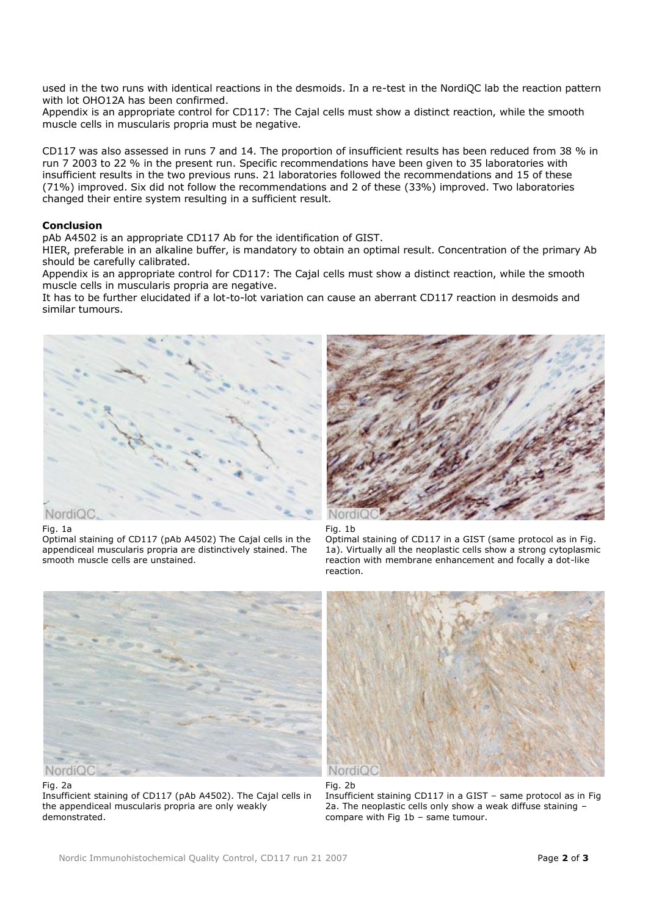used in the two runs with identical reactions in the desmoids. In a re-test in the NordiQC lab the reaction pattern with lot OHO12A has been confirmed.
Appendix is an appropriate control for CD117: The Cajal cells must show a distinct reaction, while the smooth muscle cells in muscularis propria must be negative.

CD117 was also assessed in runs 7 and 14. The proportion of insufficient results has been reduced from 38 % in run 7 2003 to 22 % in the present run. Specific recommendations have been given to 35 laboratories with insufficient results in the two previous runs. 21 laboratories followed the recommendations and 15 of these (71%) improved. Six did not follow the recommendations and 2 of these (33%) improved. Two laboratories changed their entire system resulting in a sufficient result.

**Conclusion**
pAb A4502 is an appropriate CD117 Ab for the identification of GIST.
HIER, preferable in an alkaline buffer, is mandatory to obtain an optimal result. Concentration of the primary Ab should be carefully calibrated.
Appendix is an appropriate control for CD117: The Cajal cells must show a distinct reaction, while the smooth muscle cells in muscularis propria are negative.
It has to be further elucidated if a lot-to-lot variation can cause an aberrant CD117 reaction in desmoids and similar tumours.

Fig. 1a
Optimal staining of CD117 (pAb A4502) The Cajal cells in the appendiceal muscularis propria are distinctively stained. The smooth muscle cells are unstained.

Fig. 1b
Optimal staining of CD117 in a GIST (same protocol as in Fig. 1a). Virtually all the neoplastic cells show a strong cytoplasmic reaction with membrane enhancement and focally a dot-like reaction.

Fig. 2a
Insufficient staining of CD117 (pAb A4502). The Cajal cells in the appendiceal muscularis propria are only weakly demonstrated.

Fig. 2b
Insufficient staining CD117 in a GIST – same protocol as in Fig 2a. The neoplastic cells only show a weak diffuse staining – compare with Fig 1b – same tumour.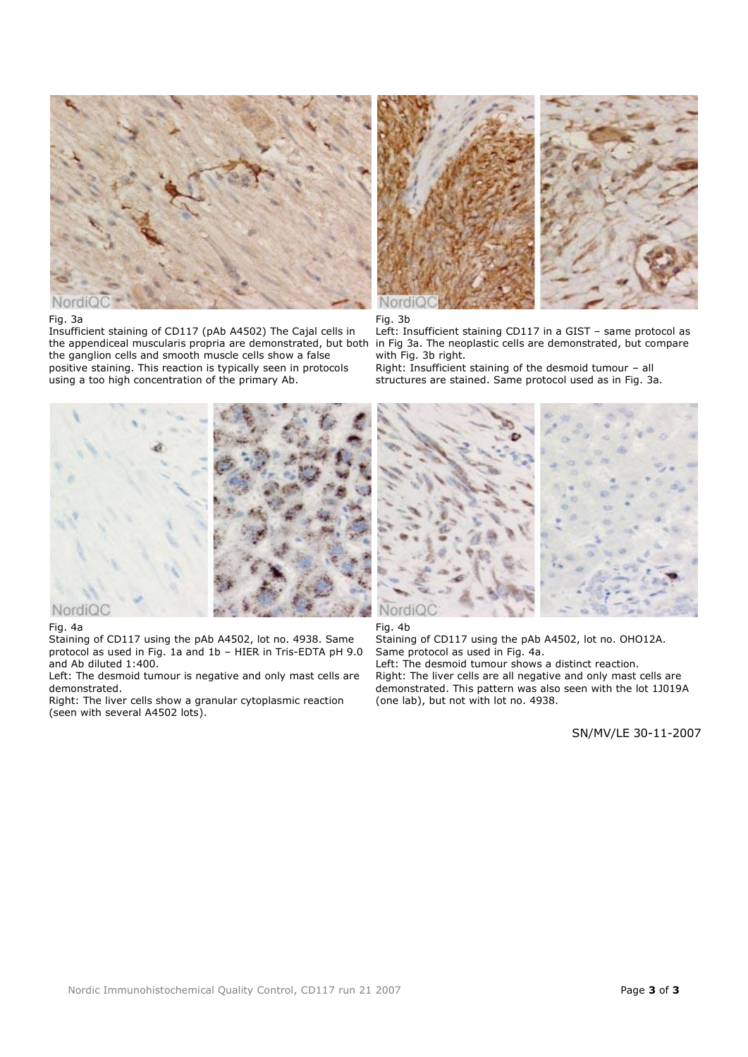Fig. 3a

Insufficient staining of CD117 (pAb A4502) The Cajal cells in the appendiceal muscularis propria are demonstrated, but both the ganglion cells and smooth muscle cells show a false positive staining. This reaction is typically seen in protocols using a too high concentration of the primary Ab.

Fig. 3b

Left: Insufficient staining CD117 in a GIST – same protocol as in Fig 3a. The neoplastic cells are demonstrated, but compare with Fig. 3b right.

Right: Insufficient staining of the desmoid tumour – all structures are stained. Same protocol used as in Fig. 3a.

Fig. 4a

Staining of CD117 using the pAb A4502, lot no. 4938. Same protocol as used in Fig. 1a and 1b – HIER in Tris-EDTA pH 9.0 and Ab diluted 1:400.

Left: The desmoid tumour is negative and only mast cells are demonstrated.

Right: The liver cells show a granular cytoplasmic reaction (seen with several A4502 lots).

Fig. 4b

Staining of CD117 using the pAb A4502, lot no. OHO12A. Same protocol as used in Fig. 4a.

Left: The desmoid tumour shows a distinct reaction.

Right: The liver cells are all negative and only mast cells are demonstrated. This pattern was also seen with the lot 1J019A (one lab), but not with lot no. 4938.

SN/MV/LE 30-11-2007